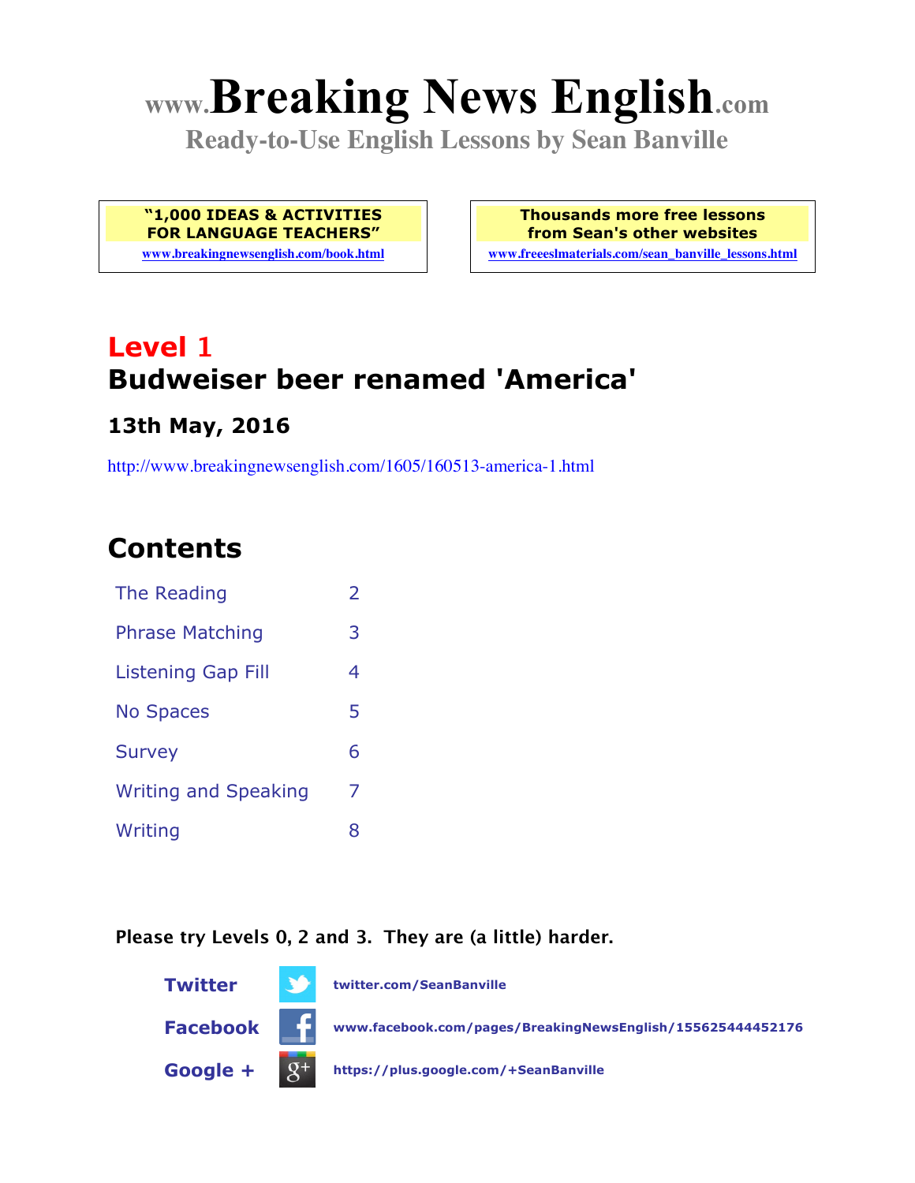# www.Breaking News English.com

**Ready-to-Use English Lessons by Sean Banville**

| "1,000 IDEAS & ACTIVITIES FOR LANGUAGE TEACHERS" | Thousands more free lessons from Sean's other websites |
|---|---|
| www.breakingnewsenglish.com/book.html | www.freeeslmaterials.com/sean_banville_lessons.html |

## Level 1

## Budweiser beer renamed 'America'

### 13th May, 2016

http://www.breakingnewsenglish.com/1605/160513-america-1.html

## Contents

| | |
|---|---|
| The Reading | 2 |
| Phrase Matching | 3 |
| Listening Gap Fill | 4 |
| No Spaces | 5 |
| Survey | 6 |
| Writing and Speaking | 7 |
| Writing | 8 |

**Please try Levels 0, 2 and 3. They are (a little) harder.**

**Twitter** twitter.com/SeanBanville

**Facebook** www.facebook.com/pages/BreakingNewsEnglish/155625444452176

**Google +** https://plus.google.com/+SeanBanville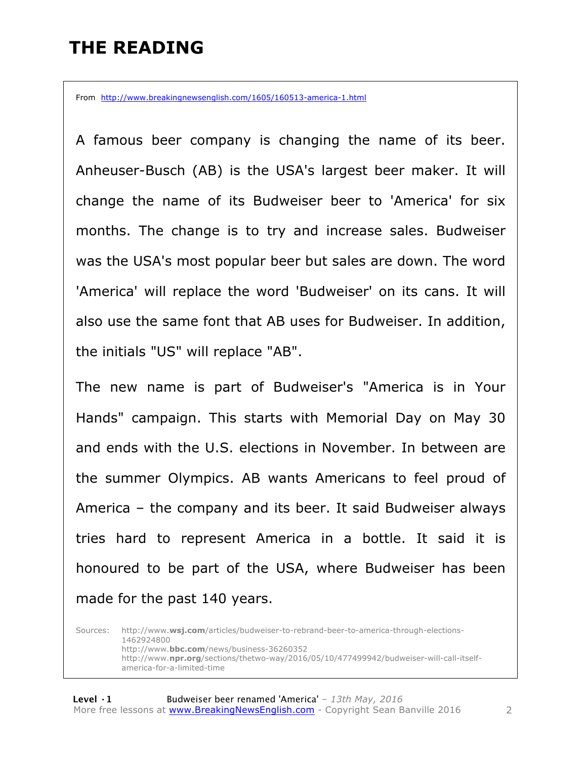# THE READING

From http://www.breakingnewsenglish.com/1605/160513-america-1.html

A famous beer company is changing the name of its beer. Anheuser-Busch (AB) is the USA's largest beer maker. It will change the name of its Budweiser beer to 'America' for six months. The change is to try and increase sales. Budweiser was the USA's most popular beer but sales are down. The word 'America' will replace the word 'Budweiser' on its cans. It will also use the same font that AB uses for Budweiser. In addition, the initials "US" will replace "AB".

The new name is part of Budweiser's "America is in Your Hands" campaign. This starts with Memorial Day on May 30 and ends with the U.S. elections in November. In between are the summer Olympics. AB wants Americans to feel proud of America – the company and its beer. It said Budweiser always tries hard to represent America in a bottle. It said it is honoured to be part of the USA, where Budweiser has been made for the past 140 years.

Sources:
http://www.**wsj.com**/articles/budweiser-to-rebrand-beer-to-america-through-elections-1462924800
http://www.**bbc.com**/news/business-36260352
http://www.**npr.org**/sections/thetwo-way/2016/05/10/477499942/budweiser-will-call-itself-america-for-a-limited-time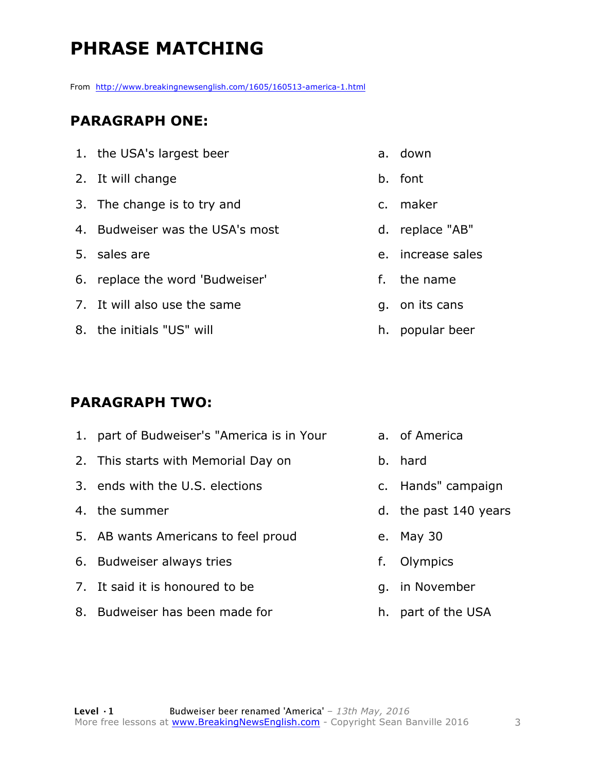# PHRASE MATCHING

From http://www.breakingnewsenglish.com/1605/160513-america-1.html

## PARAGRAPH ONE:

| | | | |
|---|---|---|---|
| 1. | the USA's largest beer | a. | down |
| 2. | It will change | b. | font |
| 3. | The change is to try and | c. | maker |
| 4. | Budweiser was the USA's most | d. | replace "AB" |
| 5. | sales are | e. | increase sales |
| 6. | replace the word 'Budweiser' | f. | the name |
| 7. | It will also use the same | g. | on its cans |
| 8. | the initials "US" will | h. | popular beer |

## PARAGRAPH TWO:

| | | | |
|---|---|---|---|
| 1. | part of Budweiser's "America is in Your | a. | of America |
| 2. | This starts with Memorial Day on | b. | hard |
| 3. | ends with the U.S. elections | c. | Hands" campaign |
| 4. | the summer | d. | the past 140 years |
| 5. | AB wants Americans to feel proud | e. | May 30 |
| 6. | Budweiser always tries | f. | Olympics |
| 7. | It said it is honoured to be | g. | in November |
| 8. | Budweiser has been made for | h. | part of the USA |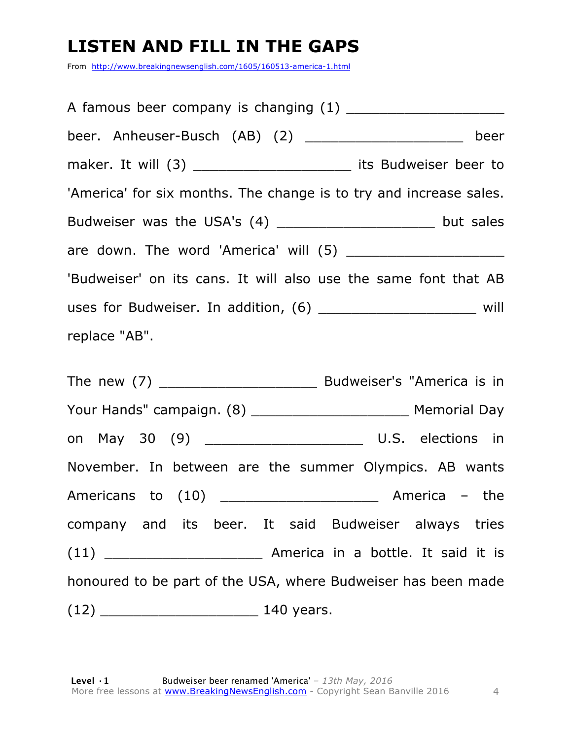# LISTEN AND FILL IN THE GAPS

From http://www.breakingnewsenglish.com/1605/160513-america-1.html

A famous beer company is changing (1) ___________________ beer. Anheuser-Busch (AB) (2) ___________________ beer maker. It will (3) ___________________ its Budweiser beer to 'America' for six months. The change is to try and increase sales. Budweiser was the USA's (4) ___________________ but sales are down. The word 'America' will (5) ___________________ 'Budweiser' on its cans. It will also use the same font that AB uses for Budweiser. In addition, (6) ___________________ will replace "AB".

The new (7) ___________________ Budweiser's "America is in Your Hands" campaign. (8) ___________________ Memorial Day on May 30 (9) ___________________ U.S. elections in November. In between are the summer Olympics. AB wants Americans to (10) ___________________ America – the company and its beer. It said Budweiser always tries (11) ___________________ America in a bottle. It said it is honoured to be part of the USA, where Budweiser has been made (12) ___________________ 140 years.

**Level · 1** Budweiser beer renamed 'America' – *13th May, 2016*
More free lessons at www.BreakingNewsEnglish.com - Copyright Sean Banville 2016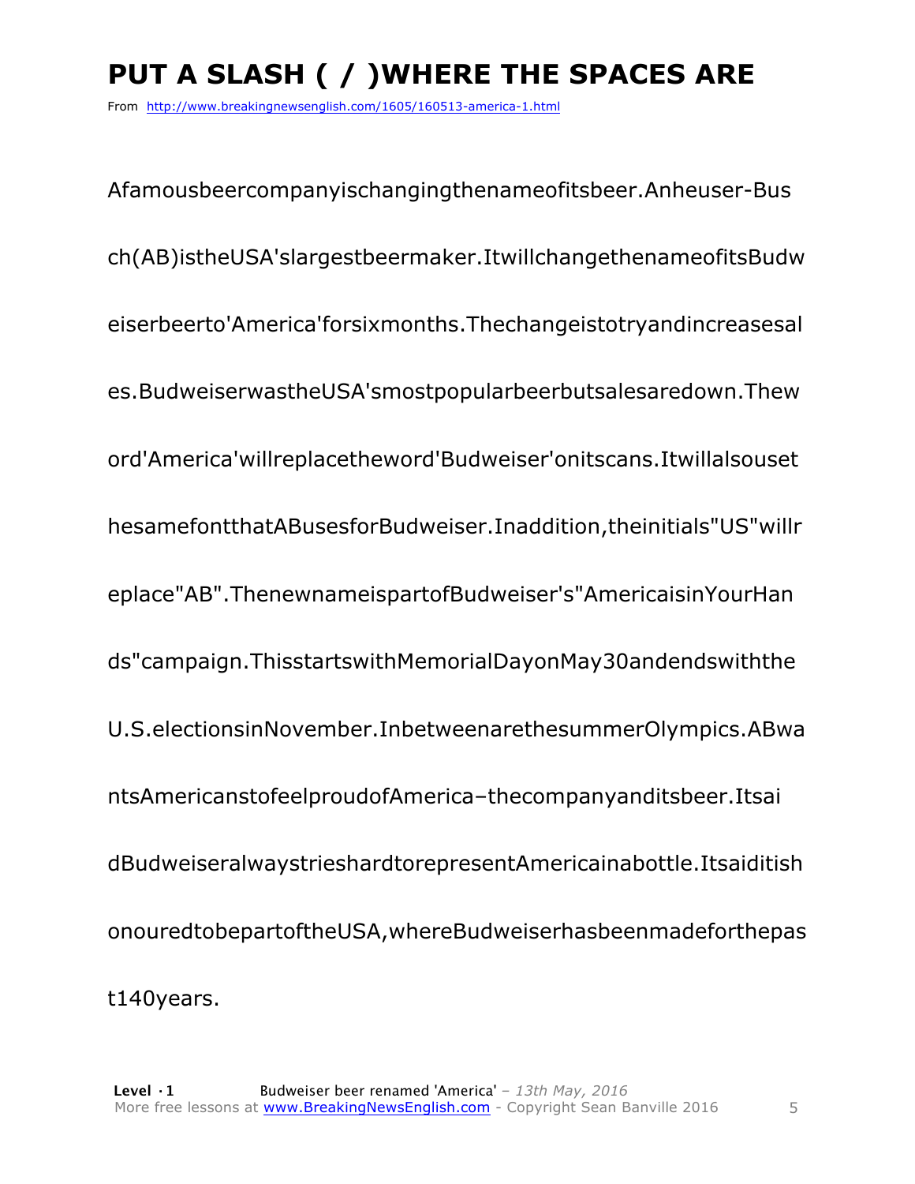# PUT A SLASH ( / )WHERE THE SPACES ARE

From http://www.breakingnewsenglish.com/1605/160513-america-1.html

AfamousbeercompanyischangingthenameofitsBeer.Anheuser-Bus

ch(AB)istheUSA'slargestbeermaker.ItwillchangethenameofitsBudw

eiserbeerto'America'forsixmonths.Thechangeistotryandincreasesal

es.BudweiserwastheUSA'smostpopularbeerbutsalesaredown.Thew

ord'America'willreplacetheword'Budweiser'onitscans.Itwillalsouset

hesamefontthatABusesforBudweiser.Inaddition,theinitials"US"willr

eplace"AB".ThenewnameispartofBudweiser's"AmericaisinYourHan

ds"campaign.ThisstartswithMemorialDayonMay30andendswiththe

U.S.electionsinNovember.InbetweenarethesummerOlympics.ABwa

ntsAmericanstofeelproudofAmerica–thecompanyanditsbeer.Itsai

dBudweiseralwaystrieshardtorepresentAmericainabottle.Itsaiditish

onouredtobepartoftheUSA,whereBudweiserhasbeenmadeforthepas

t140years.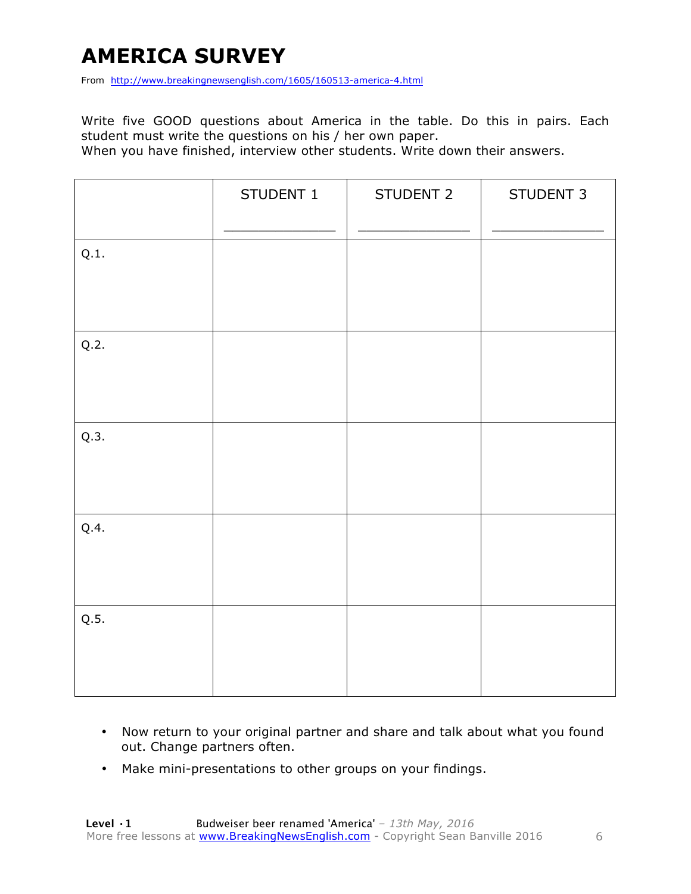# AMERICA SURVEY

From http://www.breakingnewsenglish.com/1605/160513-america-4.html

Write five GOOD questions about America in the table. Do this in pairs. Each student must write the questions on his / her own paper.
When you have finished, interview other students. Write down their answers.

| | STUDENT 1<br>_______________ | STUDENT 2<br>_______________ | STUDENT 3<br>_______________ |
|---|---|---|---|
| Q.1. | | | |
| Q.2. | | | |
| Q.3. | | | |
| Q.4. | | | |
| Q.5. | | | |

- Now return to your original partner and share and talk about what you found out. Change partners often.
- Make mini-presentations to other groups on your findings.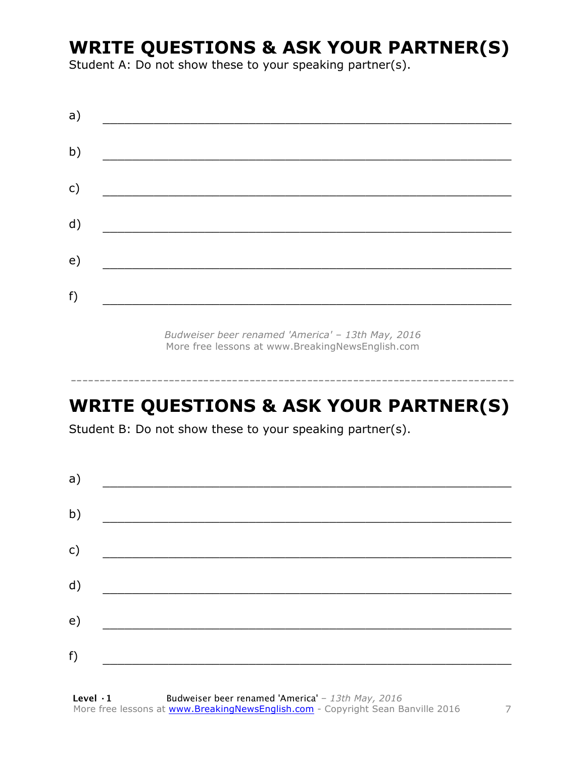## WRITE QUESTIONS & ASK YOUR PARTNER(S)

Student A: Do not show these to your speaking partner(s).

a) ________________________________________________

b) ________________________________________________

c) ________________________________________________

d) ________________________________________________

e) ________________________________________________

f) ________________________________________________

*Budweiser beer renamed 'America' – 13th May, 2016*
More free lessons at www.BreakingNewsEnglish.com

---

## WRITE QUESTIONS & ASK YOUR PARTNER(S)

Student B: Do not show these to your speaking partner(s).

a) ________________________________________________

b) ________________________________________________

c) ________________________________________________

d) ________________________________________________

e) ________________________________________________

f) ________________________________________________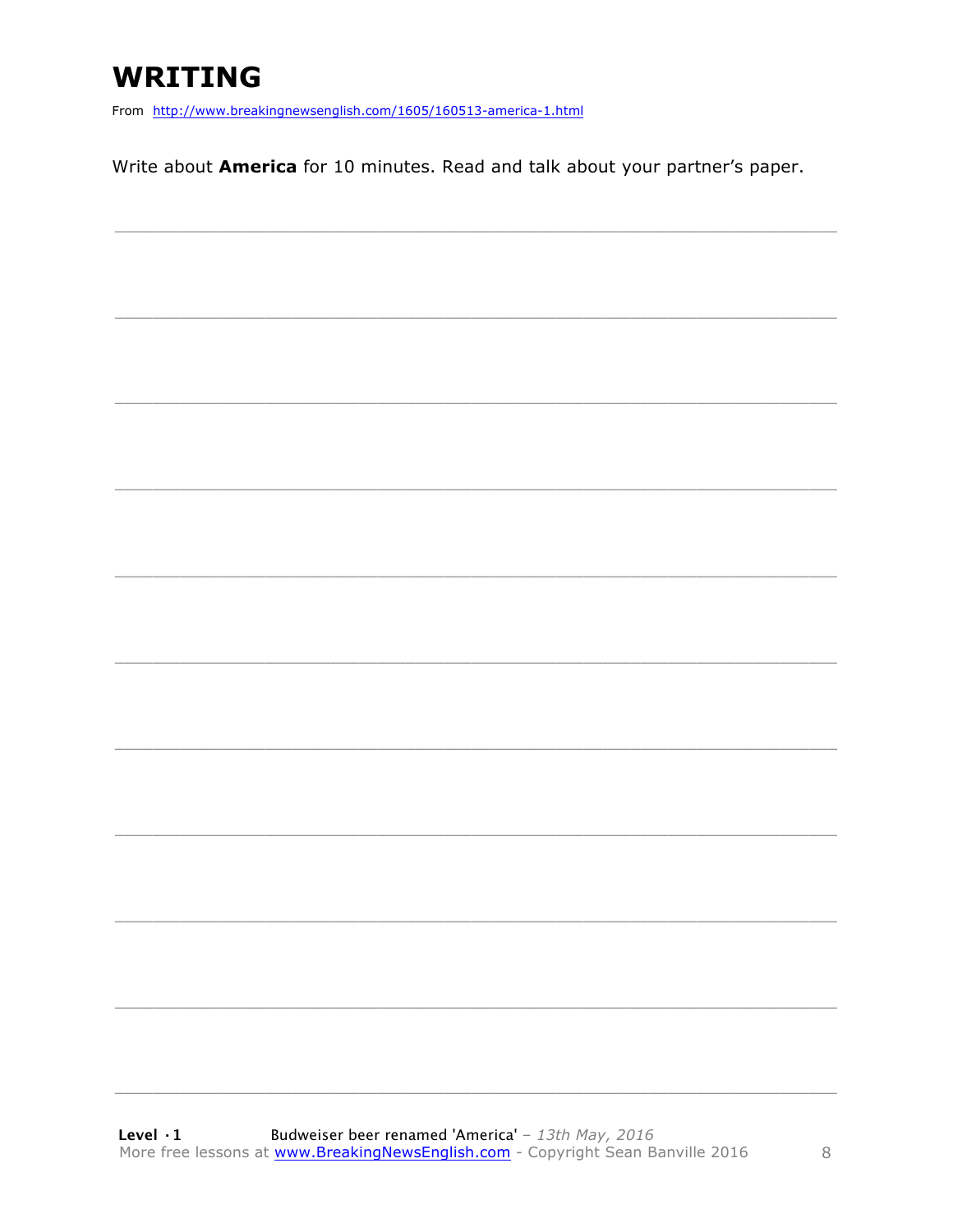# WRITING

From http://www.breakingnewsenglish.com/1605/160513-america-1.html

Write about **America** for 10 minutes. Read and talk about your partner's paper.

___________________________________________________________________________

___________________________________________________________________________

___________________________________________________________________________

___________________________________________________________________________

___________________________________________________________________________

___________________________________________________________________________

___________________________________________________________________________

___________________________________________________________________________

___________________________________________________________________________

___________________________________________________________________________

___________________________________________________________________________